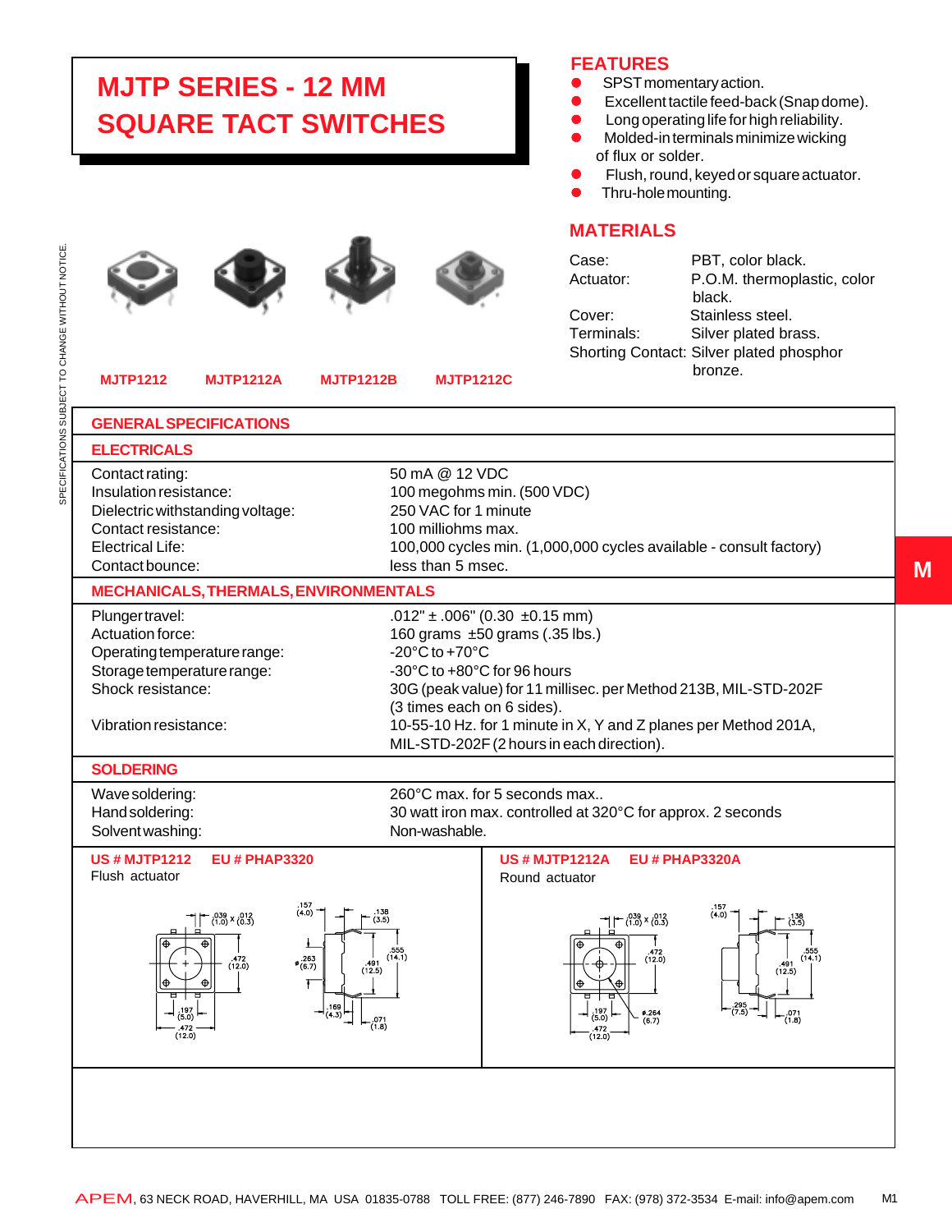# MJTP SERIES - 12 MM SQUARE TACT SWITCHES

## FEATURES

- SPST momentary action.
- Excellent tactile feed-back (Snap dome).
- Long operating life for high reliability.
- Molded-in terminals minimize wicking of flux or solder.
- Flush, round, keyed or square actuator.
- Thru-hole mounting.

## MATERIALS

| | |
|---|---|
| Case: | PBT, color black. |
| Actuator: | P.O.M. thermoplastic, color black. |
| Cover: | Stainless steel. |
| Terminals: | Silver plated brass. |
| Shorting Contact: | Silver plated phosphor bronze. |

MJTP1212 MJTP1212A MJTP1212B MJTP1212C

SPECIFICATIONS SUBJECT TO CHANGE WITHOUT NOTICE.

## GENERAL SPECIFICATIONS

### ELECTRICALS

| | |
|---|---|
| Contact rating: | 50 mA @ 12 VDC |
| Insulation resistance: | 100 megohms min. (500 VDC) |
| Dielectric withstanding voltage: | 250 VAC for 1 minute |
| Contact resistance: | 100 milliohms max. |
| Electrical Life: | 100,000 cycles min. (1,000,000 cycles available - consult factory) |
| Contact bounce: | less than 5 msec. |

### MECHANICALS, THERMALS, ENVIRONMENTALS

| | |
|---|---|
| Plunger travel: | .012" ± .006" (0.30 ±0.15 mm) |
| Actuation force: | 160 grams ±50 grams (.35 lbs.) |
| Operating temperature range: | -20°C to +70°C |
| Storage temperature range: | -30°C to +80°C for 96 hours |
| Shock resistance: | 30G (peak value) for 11 millisec. per Method 213B, MIL-STD-202F (3 times each on 6 sides). |
| Vibration resistance: | 10-55-10 Hz. for 1 minute in X, Y and Z planes per Method 201A, MIL-STD-202F (2 hours in each direction). |

### SOLDERING

| | |
|---|---|
| Wave soldering: | 260°C max. for 5 seconds max.. |
| Hand soldering: | 30 watt iron max. controlled at 320°C for approx. 2 seconds |
| Solvent washing: | Non-washable. |

**US # MJTP1212 EU # PHAP3320**

Flush actuator

.039 (1.0) x .012 (0.3); .157 (4.0); .138 (3.5); .472 (12.0); ø .263 (6.7); .555 (14.1); .491 (12.5); .197 (5.0); .169 (4.3); .071 (1.8); .472 (12.0)

**US # MJTP1212A EU # PHAP3320A**

Round actuator

.039 (1.0) x .012 (0.3); .157 (4.0); .138 (3.5); .472 (12.0); .555 (14.1); .491 (12.5); .197 (5.0); ø.264 (6.7); .295 (7.5); .071 (1.8); .472 (12.0)

M

APEM, 63 NECK ROAD, HAVERHILL, MA USA 01835-0788 TOLL FREE: (877) 246-7890 FAX: (978) 372-3534 E-mail: info@apem.com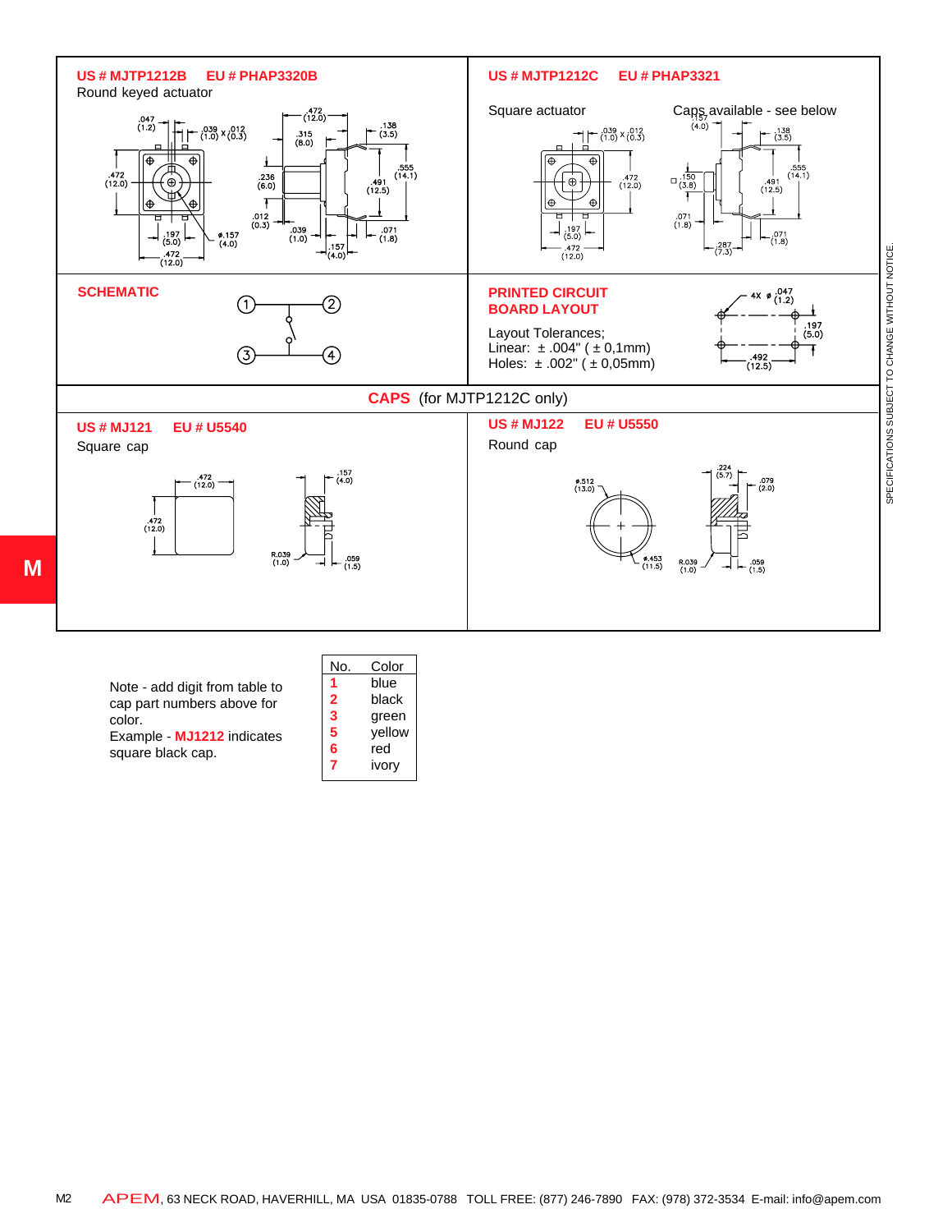**US # MJTP1212B EU # PHAP3320B**

Round keyed actuator

.047 (1.2)
.039 (1.0) x .012 (0.3)
.472 (12.0)
.315 (8.0)
.138 (3.5)
.555 (14.1)
.236 (6.0)
.491 (12.5)
.012 (0.3)
.039 (1.0)
.071 (1.8)
.157 (4.0)
.197 (5.0)
ø.157 (4.0)
.472 (12.0)

**US # MJTP1212C EU # PHAP3321**

Square actuator

Caps available - see below

.157 (4.0)
.039 (1.0) x .012 (0.3)
.138 (3.5)
.555 (14.1)
.150 (3.8)
.472 (12.0)
.491 (12.5)
.071 (1.8)
.197 (5.0)
.472 (12.0)
.287 (7.3)
.071 (1.8)

**SCHEMATIC**

1 2 3 4

**PRINTED CIRCUIT BOARD LAYOUT**

Layout Tolerances;
Linear: ± .004" ( ± 0,1mm)
Holes: ± .002" ( ± 0,05mm)

4X ø .047 (1.2)
.197 (5.0)
.492 (12.5)

**CAPS** (for MJTP1212C only)

**US # MJ121 EU # U5540**

Square cap

.472 (12.0)
.472 (12.0)
.157 (4.0)
R.039 (1.0)
.059 (1.5)

**US # MJ122 EU # U5550**

Round cap

ø.512 (13.0)
ø.453 (11.5)
.224 (5.7)
.079 (2.0)
R.039 (1.0)
.059 (1.5)

Note - add digit from table to cap part numbers above for color.
Example - **MJ1212** indicates square black cap.

| No. | Color |
|---|---|
| 1 | blue |
| 2 | black |
| 3 | green |
| 5 | yellow |
| 6 | red |
| 7 | ivory |

SPECIFICATIONS SUBJECT TO CHANGE WITHOUT NOTICE.

APEM, 63 NECK ROAD, HAVERHILL, MA USA 01835-0788 TOLL FREE: (877) 246-7890 FAX: (978) 372-3534 E-mail: info@apem.com